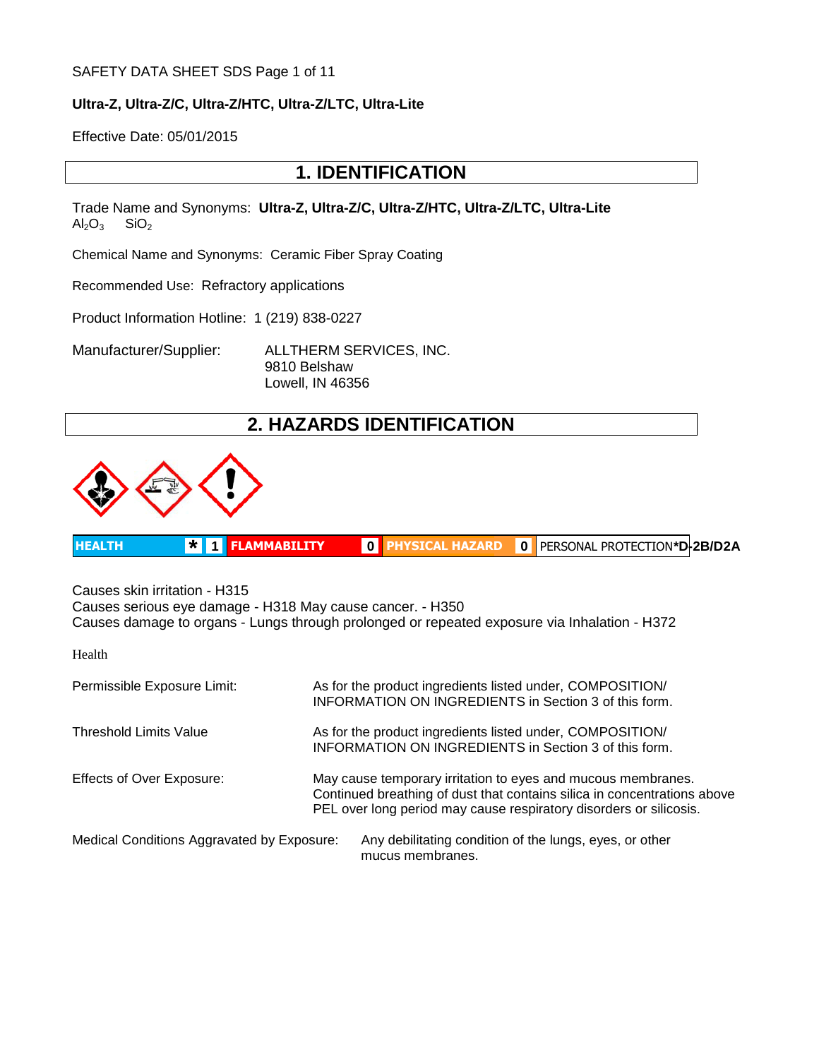SAFETY DATA SHEET SDS

**Ultra-Z, Ultra-Z/C, Ultra-Z/HTC, Ultra-Z/LTC, Ultra-Lite**

Effective Date: 05/01/2015

## 1. IDENTIFICATION

Trade Name and Synonyms: **Ultra-Z, Ultra-Z/C, Ultra-Z/HTC, Ultra-Z/LTC, Ultra-Lite**
$Al_2O_3$ $SiO_2$

Chemical Name and Synonyms: Ceramic Fiber Spray Coating

Recommended Use: Refractory applications

Product Information Hotline: 1 (219) 838-0227

Manufacturer/Supplier: ALLTHERM SERVICES, INC.
9810 Belshaw
Lowell, IN 46356

## 2. HAZARDS IDENTIFICATION

| HEALTH | * 1 | FLAMMABILITY | 0 | PHYSICAL HAZARD | 0 | PERSONAL PROTECTION | *D-2B/D2A |
|---|---|---|---|---|---|---|---|

Causes skin irritation - H315
Causes serious eye damage - H318 May cause cancer. - H350
Causes damage to organs - Lungs through prolonged or repeated exposure via Inhalation - H372

Health

Permissible Exposure Limit: As for the product ingredients listed under, COMPOSITION/ INFORMATION ON INGREDIENTS in Section 3 of this form.

Threshold Limits Value: As for the product ingredients listed under, COMPOSITION/ INFORMATION ON INGREDIENTS in Section 3 of this form.

Effects of Over Exposure: May cause temporary irritation to eyes and mucous membranes. Continued breathing of dust that contains silica in concentrations above PEL over long period may cause respiratory disorders or silicosis.

Medical Conditions Aggravated by Exposure: Any debilitating condition of the lungs, eyes, or other mucus membranes.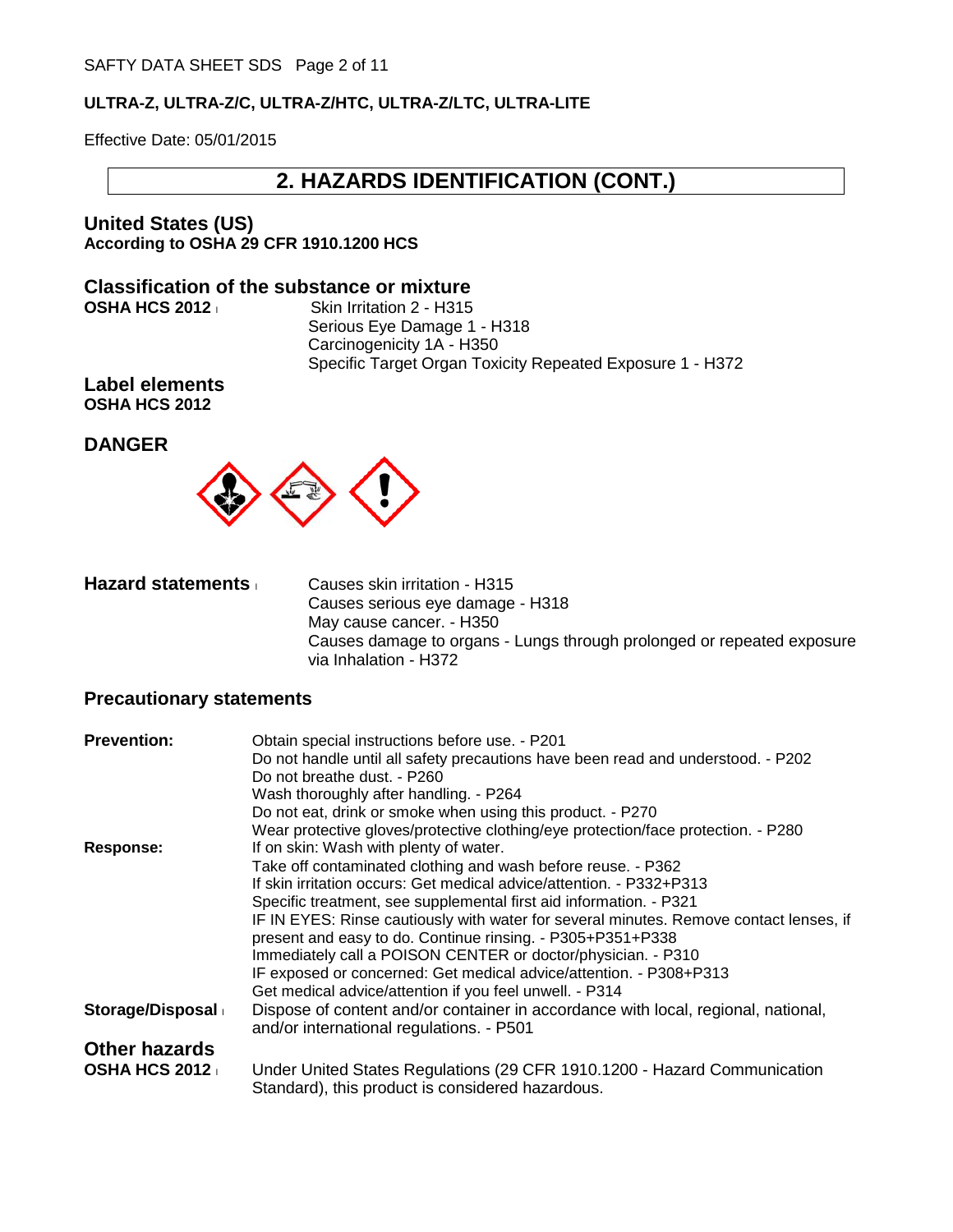## 2. HAZARDS IDENTIFICATION (CONT.)

### United States (US)
**According to OSHA 29 CFR 1910.1200 HCS**

### Classification of the substance or mixture

**OSHA HCS 2012**
Skin Irritation 2 - H315
Serious Eye Damage 1 - H318
Carcinogenicity 1A - H350
Specific Target Organ Toxicity Repeated Exposure 1 - H372

### Label elements
**OSHA HCS 2012**

### DANGER

### Hazard statements
Causes skin irritation - H315
Causes serious eye damage - H318
May cause cancer. - H350
Causes damage to organs - Lungs through prolonged or repeated exposure via Inhalation - H372

### Precautionary statements

**Prevention:**
Obtain special instructions before use. - P201
Do not handle until all safety precautions have been read and understood. - P202
Do not breathe dust. - P260
Wash thoroughly after handling. - P264
Do not eat, drink or smoke when using this product. - P270
Wear protective gloves/protective clothing/eye protection/face protection. - P280

**Response:**
If on skin: Wash with plenty of water.
Take off contaminated clothing and wash before reuse. - P362
If skin irritation occurs: Get medical advice/attention. - P332+P313
Specific treatment, see supplemental first aid information. - P321
IF IN EYES: Rinse cautiously with water for several minutes. Remove contact lenses, if present and easy to do. Continue rinsing. - P305+P351+P338
Immediately call a POISON CENTER or doctor/physician. - P310
IF exposed or concerned: Get medical advice/attention. - P308+P313
Get medical advice/attention if you feel unwell. - P314

**Storage/Disposal**
Dispose of content and/or container in accordance with local, regional, national, and/or international regulations. - P501

### Other hazards
**OSHA HCS 2012**
Under United States Regulations (29 CFR 1910.1200 - Hazard Communication Standard), this product is considered hazardous.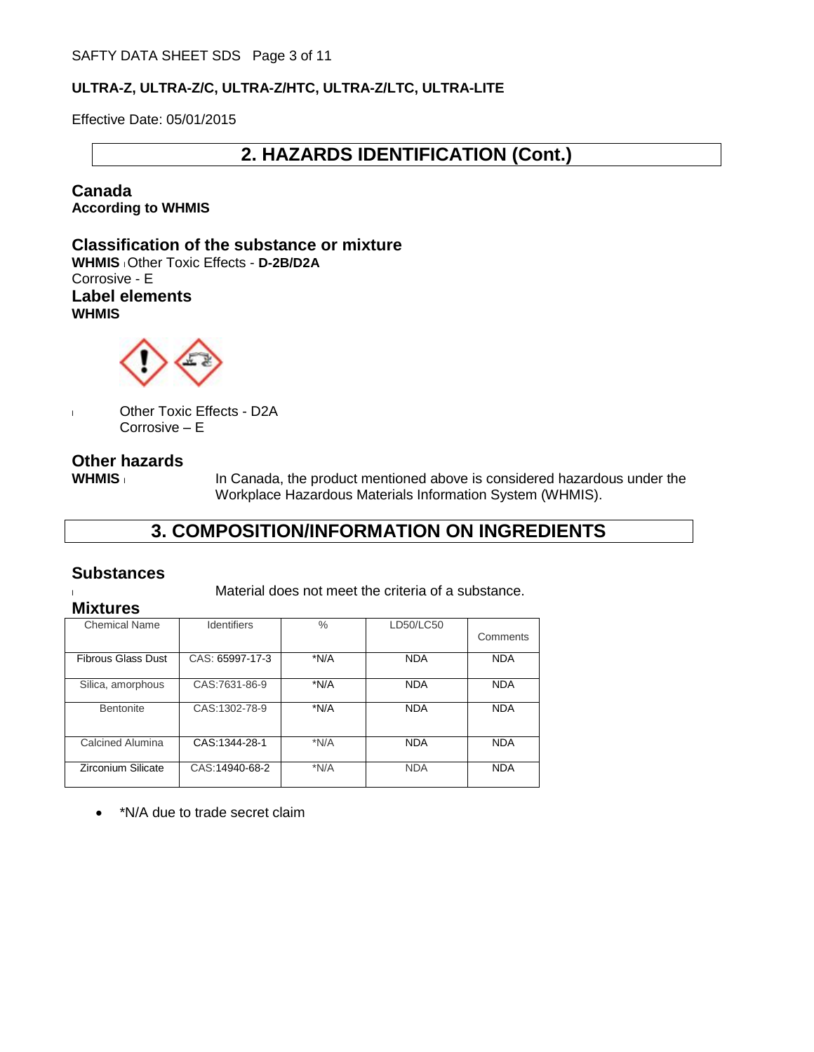## 2. HAZARDS IDENTIFICATION (Cont.)

### Canada

**According to WHMIS**

### Classification of the substance or mixture

**WHMIS** Other Toxic Effects - **D-2B/D2A**
Corrosive - E

### Label elements

**WHMIS**

Other Toxic Effects - D2A
Corrosive – E

### Other hazards

**WHMIS** In Canada, the product mentioned above is considered hazardous under the Workplace Hazardous Materials Information System (WHMIS).

## 3. COMPOSITION/INFORMATION ON INGREDIENTS

### Substances

Material does not meet the criteria of a substance.

### Mixtures

| Chemical Name | Identifiers | % | LD50/LC50 | Comments |
|---|---|---|---|---|
| Fibrous Glass Dust | CAS: 65997-17-3 | *N/A | NDA | NDA |
| Silica, amorphous | CAS:7631-86-9 | *N/A | NDA | NDA |
| Bentonite | CAS:1302-78-9 | *N/A | NDA | NDA |
| Calcined Alumina | CAS:1344-28-1 | *N/A | NDA | NDA |
| Zirconium Silicate | CAS:14940-68-2 | *N/A | NDA | NDA |

- *N/A due to trade secret claim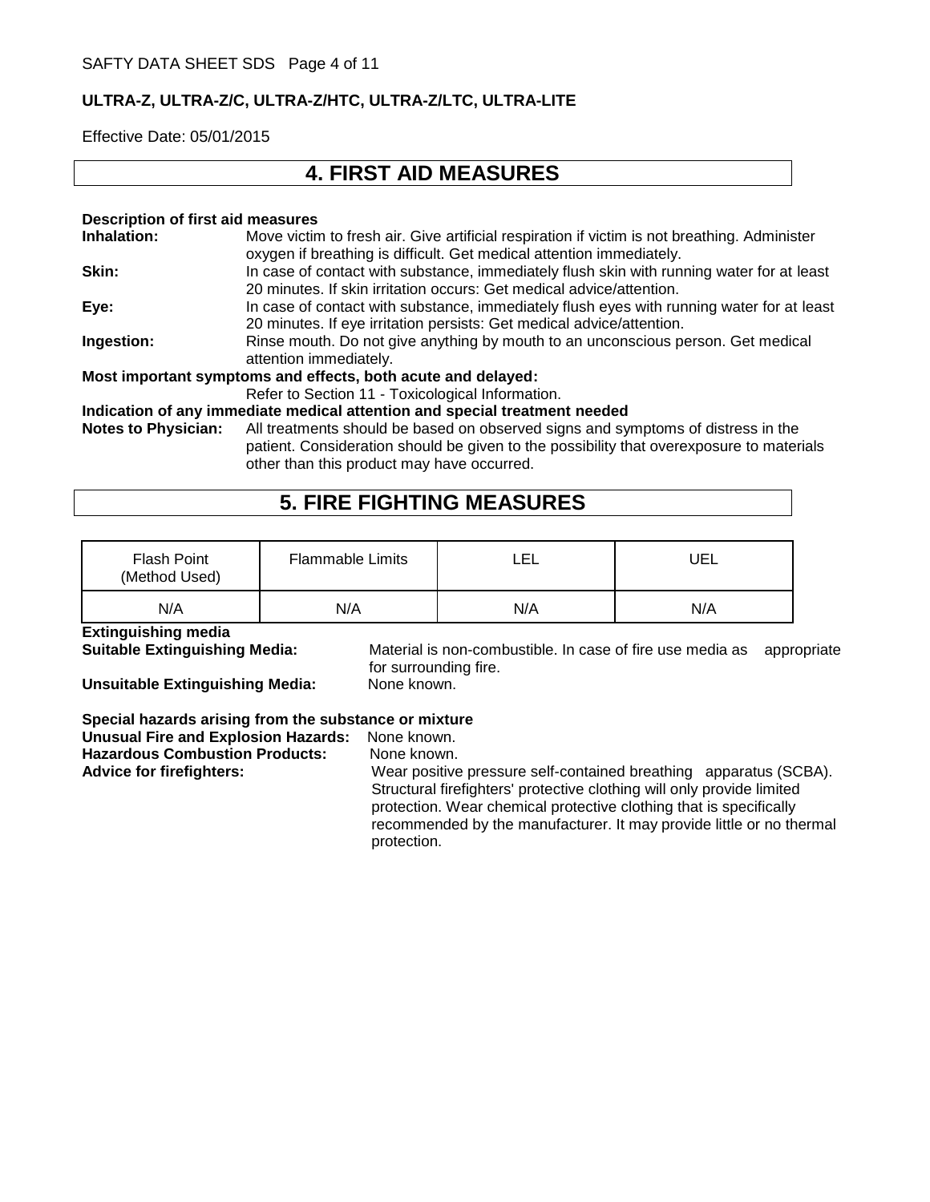**ULTRA-Z, ULTRA-Z/C, ULTRA-Z/HTC, ULTRA-Z/LTC, ULTRA-LITE**

Effective Date: 05/01/2015

## 4. FIRST AID MEASURES

**Description of first aid measures**

**Inhalation:** Move victim to fresh air. Give artificial respiration if victim is not breathing. Administer oxygen if breathing is difficult. Get medical attention immediately.

**Skin:** In case of contact with substance, immediately flush skin with running water for at least 20 minutes. If skin irritation occurs: Get medical advice/attention.

**Eye:** In case of contact with substance, immediately flush eyes with running water for at least 20 minutes. If eye irritation persists: Get medical advice/attention.

**Ingestion:** Rinse mouth. Do not give anything by mouth to an unconscious person. Get medical attention immediately.

**Most important symptoms and effects, both acute and delayed:**

Refer to Section 11 - Toxicological Information.

**Indication of any immediate medical attention and special treatment needed**

**Notes to Physician:** All treatments should be based on observed signs and symptoms of distress in the patient. Consideration should be given to the possibility that overexposure to materials other than this product may have occurred.

## 5. FIRE FIGHTING MEASURES

| Flash Point (Method Used) | Flammable Limits | LEL | UEL |
|---|---|---|---|
| N/A | N/A | N/A | N/A |

**Extinguishing media**

**Suitable Extinguishing Media:** Material is non-combustible. In case of fire use media as appropriate for surrounding fire.

**Unsuitable Extinguishing Media:** None known.

**Special hazards arising from the substance or mixture**

**Unusual Fire and Explosion Hazards:** None known.

**Hazardous Combustion Products:** None known.

**Advice for firefighters:** Wear positive pressure self-contained breathing apparatus (SCBA). Structural firefighters' protective clothing will only provide limited protection. Wear chemical protective clothing that is specifically recommended by the manufacturer. It may provide little or no thermal protection.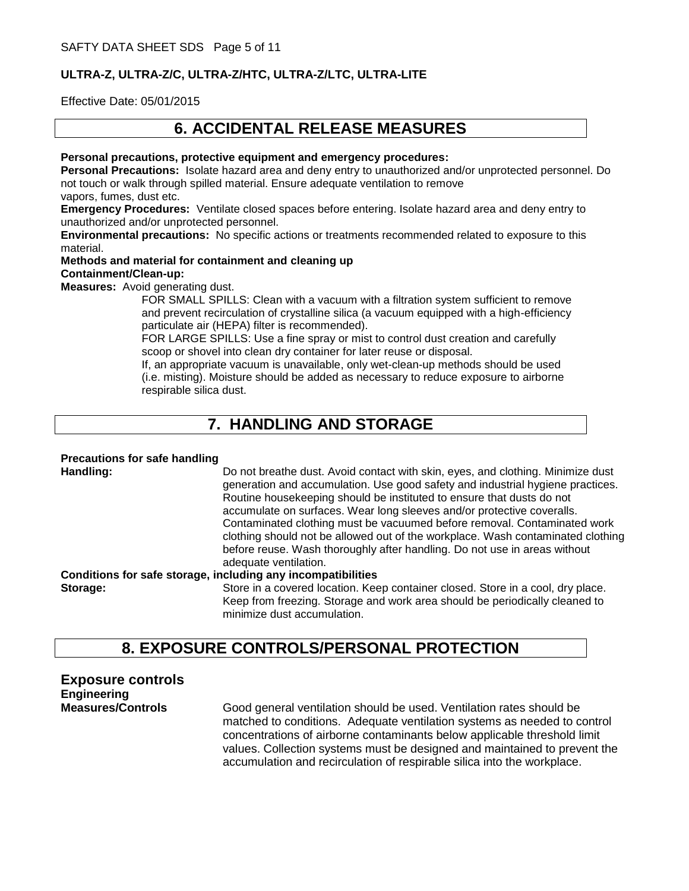## 6. ACCIDENTAL RELEASE MEASURES

**Personal precautions, protective equipment and emergency procedures:**

**Personal Precautions:** Isolate hazard area and deny entry to unauthorized and/or unprotected personnel. Do not touch or walk through spilled material. Ensure adequate ventilation to remove vapors, fumes, dust etc.

**Emergency Procedures:** Ventilate closed spaces before entering. Isolate hazard area and deny entry to unauthorized and/or unprotected personnel.

**Environmental precautions:** No specific actions or treatments recommended related to exposure to this material.

**Methods and material for containment and cleaning up**

**Containment/Clean-up:**

**Measures:** Avoid generating dust.

FOR SMALL SPILLS: Clean with a vacuum with a filtration system sufficient to remove and prevent recirculation of crystalline silica (a vacuum equipped with a high-efficiency particulate air (HEPA) filter is recommended).

FOR LARGE SPILLS: Use a fine spray or mist to control dust creation and carefully scoop or shovel into clean dry container for later reuse or disposal.

If, an appropriate vacuum is unavailable, only wet-clean-up methods should be used (i.e. misting). Moisture should be added as necessary to reduce exposure to airborne respirable silica dust.

## 7. HANDLING AND STORAGE

**Precautions for safe handling**

**Handling:** Do not breathe dust. Avoid contact with skin, eyes, and clothing. Minimize dust generation and accumulation. Use good safety and industrial hygiene practices. Routine housekeeping should be instituted to ensure that dusts do not accumulate on surfaces. Wear long sleeves and/or protective coveralls. Contaminated clothing must be vacuumed before removal. Contaminated work clothing should not be allowed out of the workplace. Wash contaminated clothing before reuse. Wash thoroughly after handling. Do not use in areas without adequate ventilation.

**Conditions for safe storage, including any incompatibilities**

**Storage:** Store in a covered location. Keep container closed. Store in a cool, dry place. Keep from freezing. Storage and work area should be periodically cleaned to minimize dust accumulation.

## 8. EXPOSURE CONTROLS/PERSONAL PROTECTION

### Exposure controls

**Engineering Measures/Controls** Good general ventilation should be used. Ventilation rates should be matched to conditions. Adequate ventilation systems as needed to control concentrations of airborne contaminants below applicable threshold limit values. Collection systems must be designed and maintained to prevent the accumulation and recirculation of respirable silica into the workplace.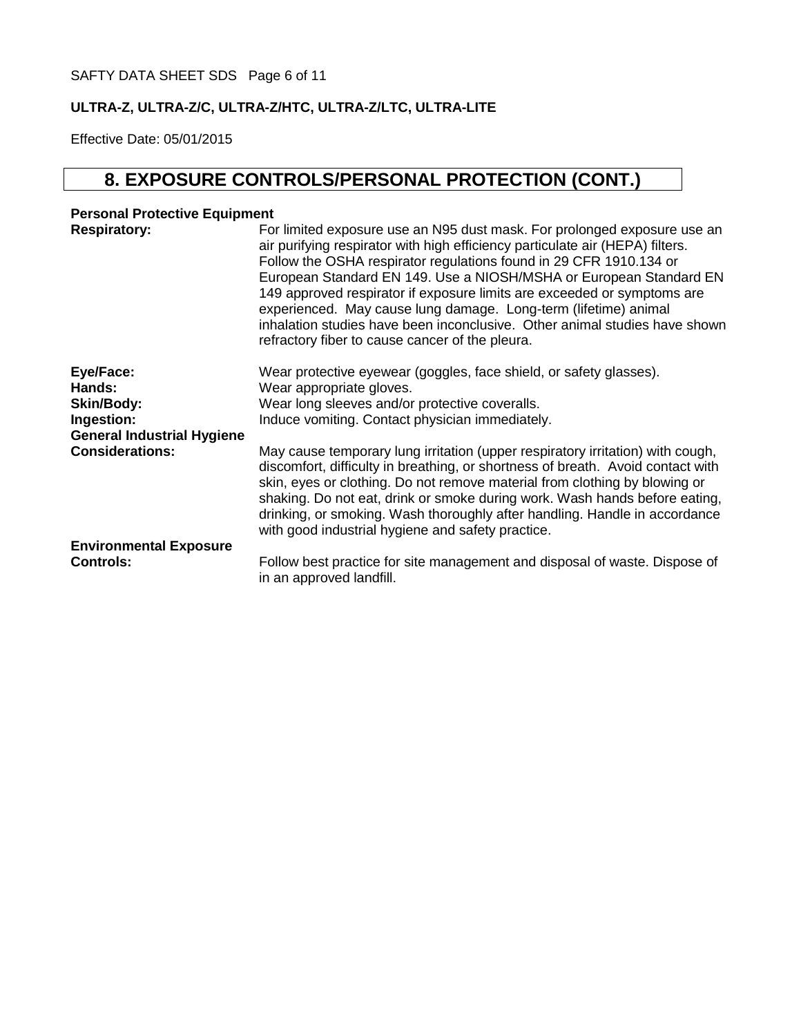## 8. EXPOSURE CONTROLS/PERSONAL PROTECTION (CONT.)

**Personal Protective Equipment**

| | |
|---|---|
| **Respiratory:** | For limited exposure use an N95 dust mask. For prolonged exposure use an air purifying respirator with high efficiency particulate air (HEPA) filters. Follow the OSHA respirator regulations found in 29 CFR 1910.134 or European Standard EN 149. Use a NIOSH/MSHA or European Standard EN 149 approved respirator if exposure limits are exceeded or symptoms are experienced. May cause lung damage. Long-term (lifetime) animal inhalation studies have been inconclusive. Other animal studies have shown refractory fiber to cause cancer of the pleura. |
| **Eye/Face:** | Wear protective eyewear (goggles, face shield, or safety glasses). |
| **Hands:** | Wear appropriate gloves. |
| **Skin/Body:** | Wear long sleeves and/or protective coveralls. |
| **Ingestion:** | Induce vomiting. Contact physician immediately. |
| **General Industrial Hygiene Considerations:** | May cause temporary lung irritation (upper respiratory irritation) with cough, discomfort, difficulty in breathing, or shortness of breath. Avoid contact with skin, eyes or clothing. Do not remove material from clothing by blowing or shaking. Do not eat, drink or smoke during work. Wash hands before eating, drinking, or smoking. Wash thoroughly after handling. Handle in accordance with good industrial hygiene and safety practice. |
| **Environmental Exposure Controls:** | Follow best practice for site management and disposal of waste. Dispose of in an approved landfill. |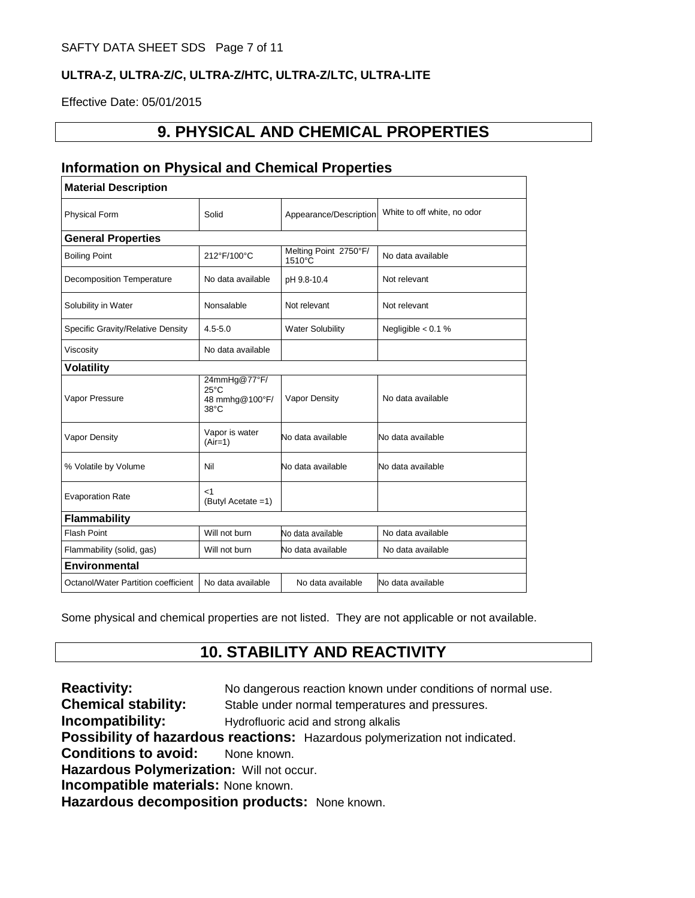ULTRA-Z, ULTRA-Z/C, ULTRA-Z/HTC, ULTRA-Z/LTC, ULTRA-LITE

Effective Date: 05/01/2015

## 9. PHYSICAL AND CHEMICAL PROPERTIES

### Information on Physical and Chemical Properties

| Material Description | | | |
|---|---|---|---|
| Physical Form | Solid | Appearance/Description | White to off white, no odor |
| **General Properties** | | | |
| Boiling Point | 212°F/100°C | Melting Point 2750°F/ 1510°C | No data available |
| Decomposition Temperature | No data available | pH 9.8-10.4 | Not relevant |
| Solubility in Water | Nonsalable | Not relevant | Not relevant |
| Specific Gravity/Relative Density | 4.5-5.0 | Water Solubility | Negligible < 0.1 % |
| Viscosity | No data available | | |
| **Volatility** | | | |
| Vapor Pressure | 24mmHg@77°F/ 25°C 48 mmhg@100°F/ 38°C | Vapor Density | No data available |
| Vapor Density | Vapor is water (Air=1) | No data available | No data available |
| % Volatile by Volume | Nil | No data available | No data available |
| Evaporation Rate | <1 (Butyl Acetate =1) | | |
| **Flammability** | | | |
| Flash Point | Will not burn | No data available | No data available |
| Flammability (solid, gas) | Will not burn | No data available | No data available |
| **Environmental** | | | |
| Octanol/Water Partition coefficient | No data available | No data available | No data available |

Some physical and chemical properties are not listed. They are not applicable or not available.

## 10. STABILITY AND REACTIVITY

**Reactivity:** No dangerous reaction known under conditions of normal use.
**Chemical stability:** Stable under normal temperatures and pressures.
**Incompatibility:** Hydrofluoric acid and strong alkalis
**Possibility of hazardous reactions:** Hazardous polymerization not indicated.
**Conditions to avoid:** None known.
**Hazardous Polymerization:** Will not occur.
**Incompatible materials:** None known.
**Hazardous decomposition products:** None known.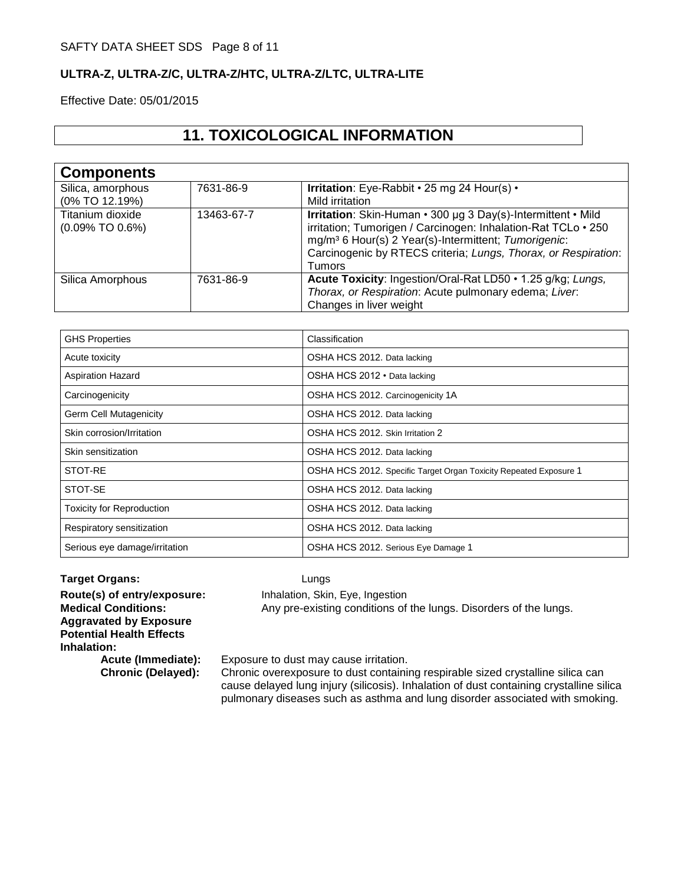**ULTRA-Z, ULTRA-Z/C, ULTRA-Z/HTC, ULTRA-Z/LTC, ULTRA-LITE**

Effective Date: 05/01/2015

# 11. TOXICOLOGICAL INFORMATION

| Components | | |
|---|---|---|
| Silica, amorphous (0% TO 12.19%) | 7631-86-9 | **Irritation**: Eye-Rabbit • 25 mg 24 Hour(s) • Mild irritation |
| Titanium dioxide (0.09% TO 0.6%) | 13463-67-7 | **Irritation**: Skin-Human • 300 µg 3 Day(s)-Intermittent • Mild irritation; Tumorigen / Carcinogen: Inhalation-Rat TCLo • 250 mg/m³ 6 Hour(s) 2 Year(s)-Intermittent; *Tumorigenic*: Carcinogenic by RTECS criteria; *Lungs, Thorax, or Respiration*: Tumors |
| Silica Amorphous | 7631-86-9 | **Acute Toxicity**: Ingestion/Oral-Rat LD50 • 1.25 g/kg; *Lungs, Thorax, or Respiration*: Acute pulmonary edema; *Liver*: Changes in liver weight |

| GHS Properties | Classification |
|---|---|
| Acute toxicity | OSHA HCS 2012. Data lacking |
| Aspiration Hazard | OSHA HCS 2012 • Data lacking |
| Carcinogenicity | OSHA HCS 2012. Carcinogenicity 1A |
| Germ Cell Mutagenicity | OSHA HCS 2012. Data lacking |
| Skin corrosion/Irritation | OSHA HCS 2012. Skin Irritation 2 |
| Skin sensitization | OSHA HCS 2012. Data lacking |
| STOT-RE | OSHA HCS 2012. Specific Target Organ Toxicity Repeated Exposure 1 |
| STOT-SE | OSHA HCS 2012. Data lacking |
| Toxicity for Reproduction | OSHA HCS 2012. Data lacking |
| Respiratory sensitization | OSHA HCS 2012. Data lacking |
| Serious eye damage/irritation | OSHA HCS 2012. Serious Eye Damage 1 |

**Target Organs:** Lungs

**Route(s) of entry/exposure:** Inhalation, Skin, Eye, Ingestion

**Medical Conditions: Aggravated by Exposure** Any pre-existing conditions of the lungs. Disorders of the lungs.

**Potential Health Effects**

**Inhalation:**

**Acute (Immediate):** Exposure to dust may cause irritation.

**Chronic (Delayed):** Chronic overexposure to dust containing respirable sized crystalline silica can cause delayed lung injury (silicosis). Inhalation of dust containing crystalline silica pulmonary diseases such as asthma and lung disorder associated with smoking.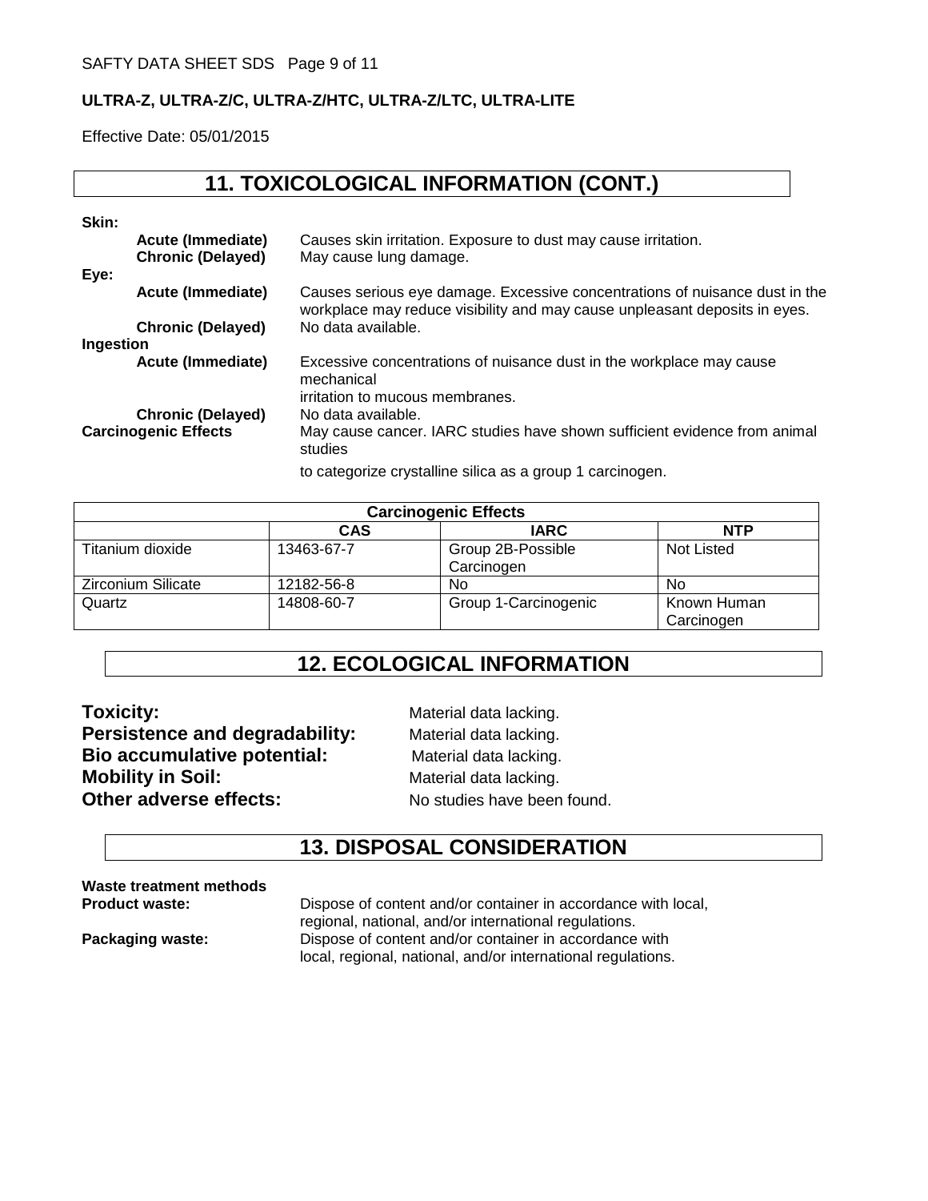## 11. TOXICOLOGICAL INFORMATION (CONT.)

**Skin:**

**Acute (Immediate)** Causes skin irritation. Exposure to dust may cause irritation.

**Chronic (Delayed)** May cause lung damage.

**Eye:**

**Acute (Immediate)** Causes serious eye damage. Excessive concentrations of nuisance dust in the workplace may reduce visibility and may cause unpleasant deposits in eyes.

**Chronic (Delayed)** No data available.

**Ingestion**

**Acute (Immediate)** Excessive concentrations of nuisance dust in the workplace may cause mechanical irritation to mucous membranes.

**Chronic (Delayed)** No data available.

**Carcinogenic Effects** May cause cancer. IARC studies have shown sufficient evidence from animal studies to categorize crystalline silica as a group 1 carcinogen.

| Carcinogenic Effects | | | |
|---|---|---|---|
| | **CAS** | **IARC** | **NTP** |
| Titanium dioxide | 13463-67-7 | Group 2B-Possible Carcinogen | Not Listed |
| Zirconium Silicate | 12182-56-8 | No | No |
| Quartz | 14808-60-7 | Group 1-Carcinogenic | Known Human Carcinogen |

## 12. ECOLOGICAL INFORMATION

**Toxicity:** Material data lacking.

**Persistence and degradability:** Material data lacking.

**Bio accumulative potential:** Material data lacking.

**Mobility in Soil:** Material data lacking.

**Other adverse effects:** No studies have been found.

## 13. DISPOSAL CONSIDERATION

**Waste treatment methods**

**Product waste:** Dispose of content and/or container in accordance with local, regional, national, and/or international regulations.

**Packaging waste:** Dispose of content and/or container in accordance with local, regional, national, and/or international regulations.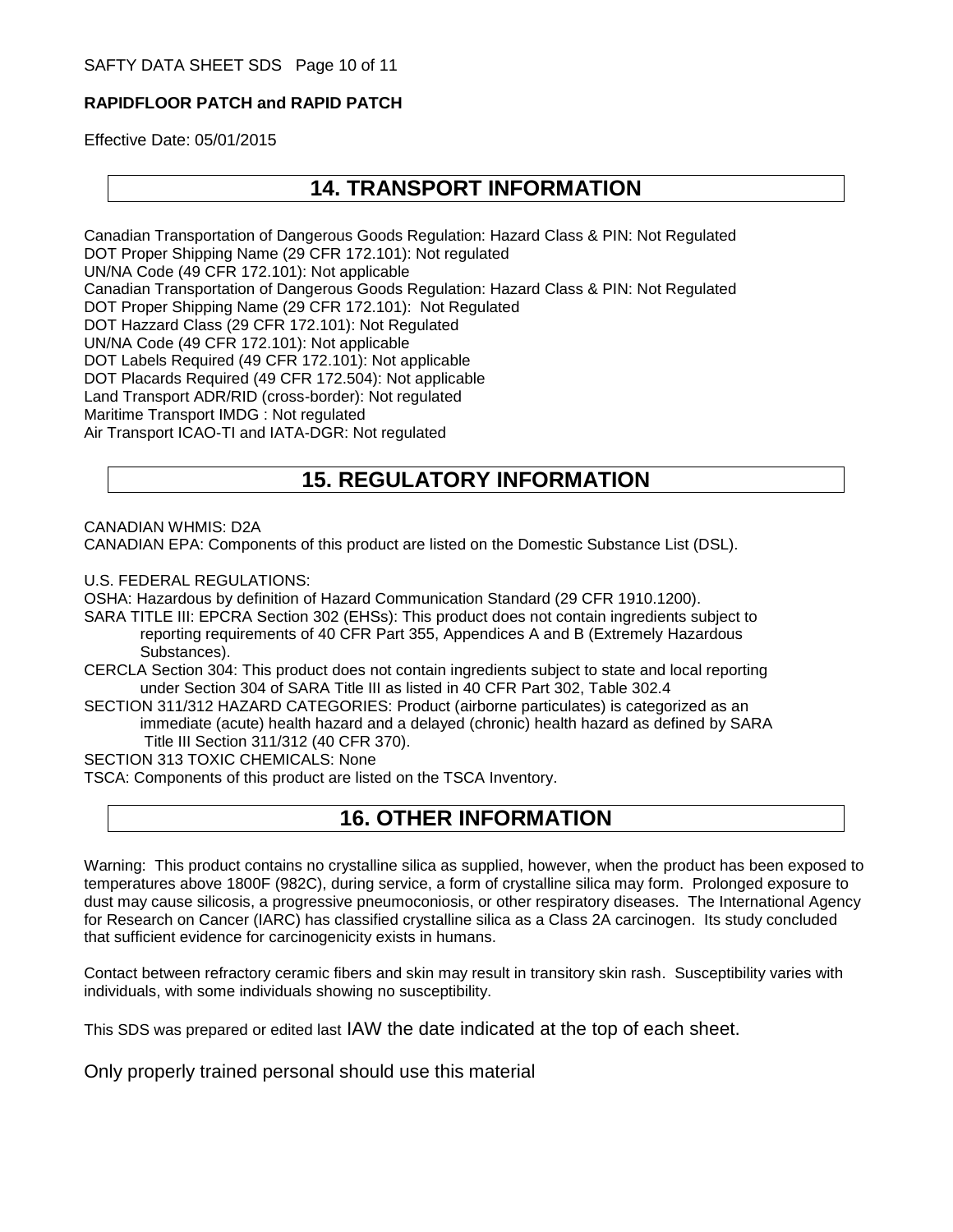**RAPIDFLOOR PATCH and RAPID PATCH**

Effective Date: 05/01/2015

## 14. TRANSPORT INFORMATION

Canadian Transportation of Dangerous Goods Regulation: Hazard Class & PIN: Not Regulated
DOT Proper Shipping Name (29 CFR 172.101): Not regulated
UN/NA Code (49 CFR 172.101): Not applicable
Canadian Transportation of Dangerous Goods Regulation: Hazard Class & PIN: Not Regulated
DOT Proper Shipping Name (29 CFR 172.101): Not Regulated
DOT Hazzard Class (29 CFR 172.101): Not Regulated
UN/NA Code (49 CFR 172.101): Not applicable
DOT Labels Required (49 CFR 172.101): Not applicable
DOT Placards Required (49 CFR 172.504): Not applicable
Land Transport ADR/RID (cross-border): Not regulated
Maritime Transport IMDG : Not regulated
Air Transport ICAO-TI and IATA-DGR: Not regulated

## 15. REGULATORY INFORMATION

CANADIAN WHMIS: D2A
CANADIAN EPA: Components of this product are listed on the Domestic Substance List (DSL).

U.S. FEDERAL REGULATIONS:
OSHA: Hazardous by definition of Hazard Communication Standard (29 CFR 1910.1200).
SARA TITLE III: EPCRA Section 302 (EHSs): This product does not contain ingredients subject to reporting requirements of 40 CFR Part 355, Appendices A and B (Extremely Hazardous Substances).
CERCLA Section 304: This product does not contain ingredients subject to state and local reporting under Section 304 of SARA Title III as listed in 40 CFR Part 302, Table 302.4
SECTION 311/312 HAZARD CATEGORIES: Product (airborne particulates) is categorized as an immediate (acute) health hazard and a delayed (chronic) health hazard as defined by SARA Title III Section 311/312 (40 CFR 370).
SECTION 313 TOXIC CHEMICALS: None
TSCA: Components of this product are listed on the TSCA Inventory.

## 16. OTHER INFORMATION

Warning: This product contains no crystalline silica as supplied, however, when the product has been exposed to temperatures above 1800F (982C), during service, a form of crystalline silica may form. Prolonged exposure to dust may cause silicosis, a progressive pneumoconiosis, or other respiratory diseases. The International Agency for Research on Cancer (IARC) has classified crystalline silica as a Class 2A carcinogen. Its study concluded that sufficient evidence for carcinogenicity exists in humans.

Contact between refractory ceramic fibers and skin may result in transitory skin rash. Susceptibility varies with individuals, with some individuals showing no susceptibility.

This SDS was prepared or edited last IAW the date indicated at the top of each sheet.

Only properly trained personal should use this material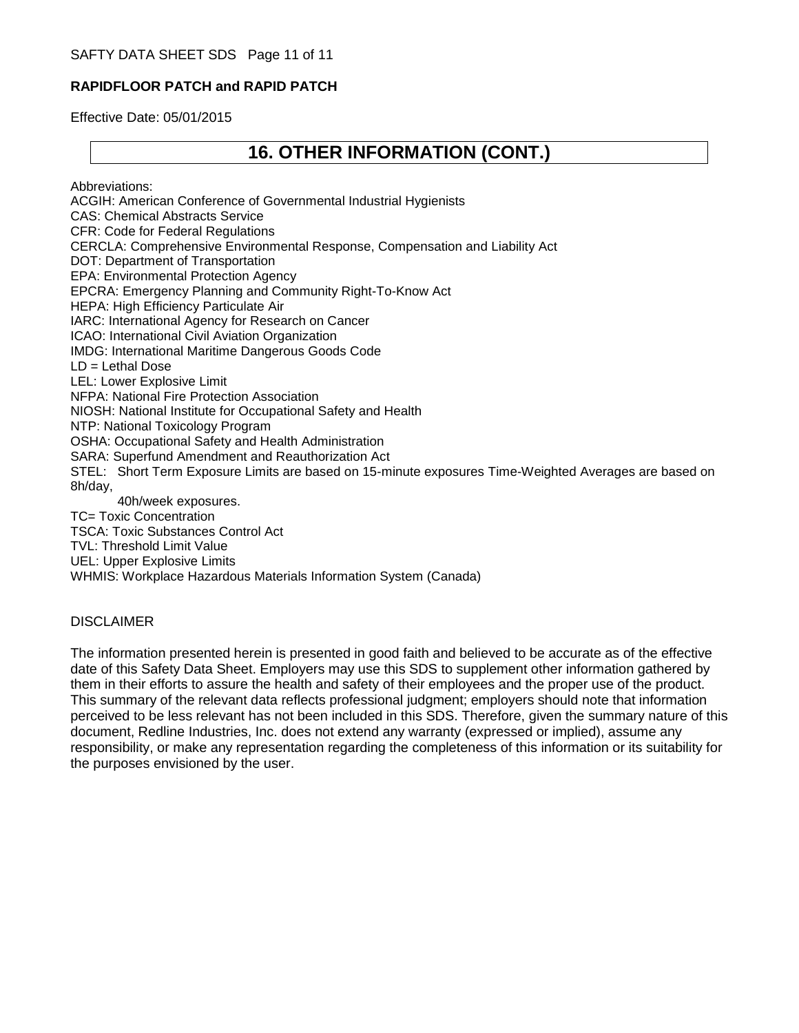**RAPIDFLOOR PATCH and RAPID PATCH**

Effective Date: 05/01/2015

## 16. OTHER INFORMATION (CONT.)

Abbreviations:
ACGIH: American Conference of Governmental Industrial Hygienists
CAS: Chemical Abstracts Service
CFR: Code for Federal Regulations
CERCLA: Comprehensive Environmental Response, Compensation and Liability Act
DOT: Department of Transportation
EPA: Environmental Protection Agency
EPCRA: Emergency Planning and Community Right-To-Know Act
HEPA: High Efficiency Particulate Air
IARC: International Agency for Research on Cancer
ICAO: International Civil Aviation Organization
IMDG: International Maritime Dangerous Goods Code
LD = Lethal Dose
LEL: Lower Explosive Limit
NFPA: National Fire Protection Association
NIOSH: National Institute for Occupational Safety and Health
NTP: National Toxicology Program
OSHA: Occupational Safety and Health Administration
SARA: Superfund Amendment and Reauthorization Act
STEL: Short Term Exposure Limits are based on 15-minute exposures Time-Weighted Averages are based on 8h/day, 40h/week exposures.
TC= Toxic Concentration
TSCA: Toxic Substances Control Act
TVL: Threshold Limit Value
UEL: Upper Explosive Limits
WHMIS: Workplace Hazardous Materials Information System (Canada)

DISCLAIMER

The information presented herein is presented in good faith and believed to be accurate as of the effective date of this Safety Data Sheet. Employers may use this SDS to supplement other information gathered by them in their efforts to assure the health and safety of their employees and the proper use of the product. This summary of the relevant data reflects professional judgment; employers should note that information perceived to be less relevant has not been included in this SDS. Therefore, given the summary nature of this document, Redline Industries, Inc. does not extend any warranty (expressed or implied), assume any responsibility, or make any representation regarding the completeness of this information or its suitability for the purposes envisioned by the user.